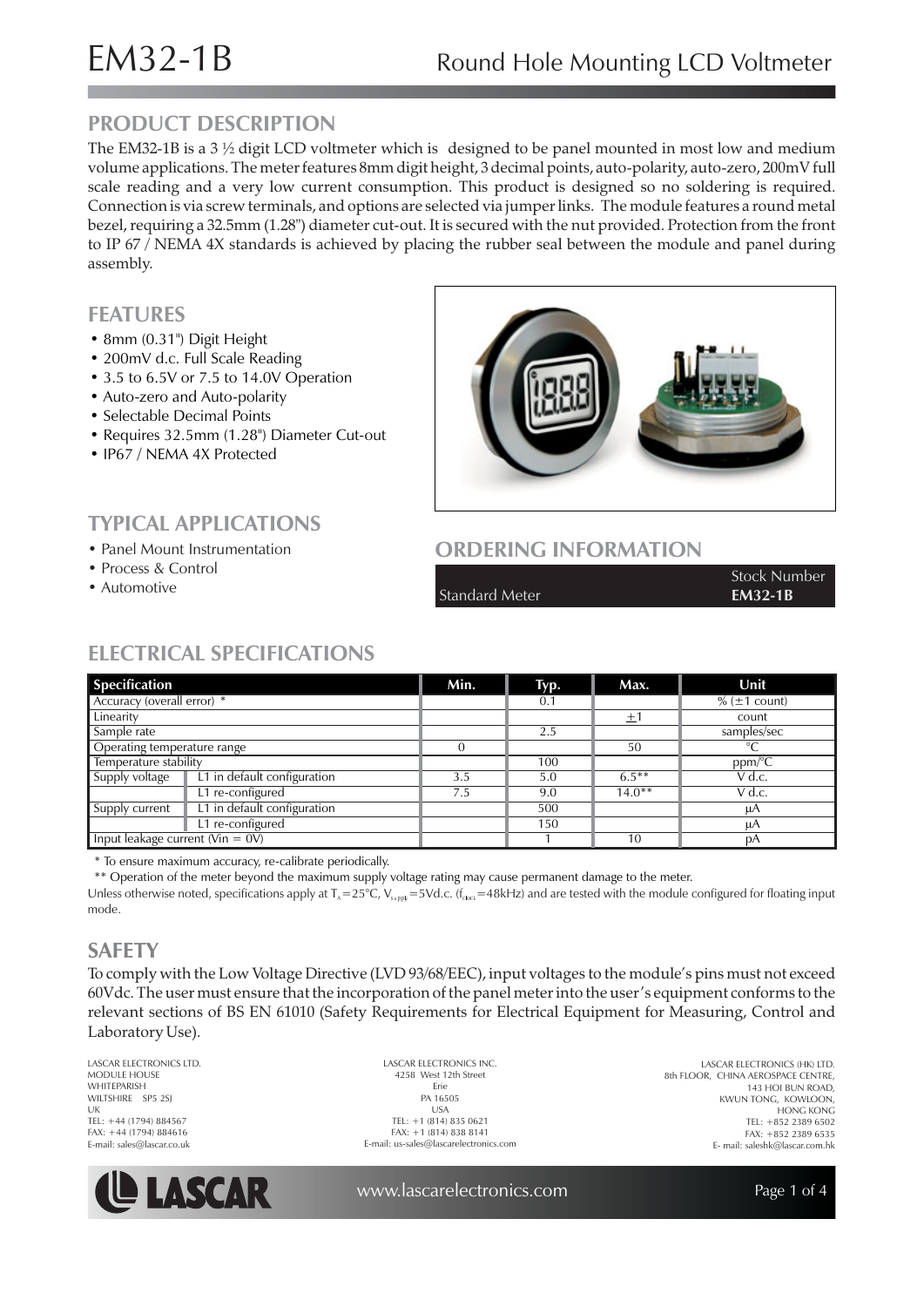# EM32-1B

## Round Hole Mounting LCD Voltmeter

## PRODUCT DESCRIPTION

The EM32-1B is a 3 ½ digit LCD voltmeter which is designed to be panel mounted in most low and medium volume applications. The meter features 8mm digit height, 3 decimal points, auto-polarity, auto-zero, 200mV full scale reading and a very low current consumption. This product is designed so no soldering is required. Connection is via screw terminals, and options are selected via jumper links. The module features a round metal bezel, requiring a 32.5mm (1.28") diameter cut-out. It is secured with the nut provided. Protection from the front to IP 67 / NEMA 4X standards is achieved by placing the rubber seal between the module and panel during assembly.

## FEATURES

- 8mm (0.31") Digit Height
- 200mV d.c. Full Scale Reading
- 3.5 to 6.5V or 7.5 to 14.0V Operation
- Auto-zero and Auto-polarity
- Selectable Decimal Points
- Requires 32.5mm (1.28") Diameter Cut-out
- IP67 / NEMA 4X Protected

## TYPICAL APPLICATIONS

- Panel Mount Instrumentation
- Process & Control
- Automotive

## ORDERING INFORMATION

| | Stock Number |
|---|---|
| Standard Meter | **EM32-1B** |

## ELECTRICAL SPECIFICATIONS

| Specification | | Min. | Typ. | Max. | Unit |
|---|---|---|---|---|---|
| Accuracy (overall error) * | | | 0.1 | | % (±1 count) |
| Linearity | | | | ±1 | count |
| Sample rate | | | 2.5 | | samples/sec |
| Operating temperature range | | 0 | | 50 | °C |
| Temperature stability | | | 100 | | ppm/°C |
| Supply voltage | L1 in default configuration | 3.5 | 5.0 | 6.5** | V d.c. |
| | L1 re-configured | 7.5 | 9.0 | 14.0** | V d.c. |
| Supply current | L1 in default configuration | | 500 | | µA |
| | L1 re-configured | | 150 | | µA |
| Input leakage current (Vin = 0V) | | | 1 | 10 | pA |

\* To ensure maximum accuracy, re-calibrate periodically.

\*\* Operation of the meter beyond the maximum supply voltage rating may cause permanent damage to the meter.

Unless otherwise noted, specifications apply at $T_A$=25°C, $V_{supply}$=5Vd.c. ($f_{clock}$=48kHz) and are tested with the module configured for floating input mode.

## SAFETY

To comply with the Low Voltage Directive (LVD 93/68/EEC), input voltages to the module's pins must not exceed 60Vdc. The user must ensure that the incorporation of the panel meter into the user's equipment conforms to the relevant sections of BS EN 61010 (Safety Requirements for Electrical Equipment for Measuring, Control and Laboratory Use).

LASCAR ELECTRONICS LTD.
MODULE HOUSE
WHITEPARISH
WILTSHIRE SP5 2SJ
UK
TEL: +44 (1794) 884567
FAX: +44 (1794) 884616
E-mail: sales@lascar.co.uk

LASCAR ELECTRONICS INC.
4258 West 12th Street
Erie
PA 16505
USA
TEL: +1 (814) 835 0621
FAX: +1 (814) 838 8141
E-mail: us-sales@lascarelectronics.com

LASCAR ELECTRONICS (HK) LTD.
8th FLOOR, CHINA AEROSPACE CENTRE,
143 HOI BUN ROAD,
KWUN TONG, KOWLOON,
HONG KONG
TEL: +852 2389 6502
FAX: +852 2389 6535
E- mail: saleshk@lascar.com.hk

LASCAR

www.lascarelectronics.com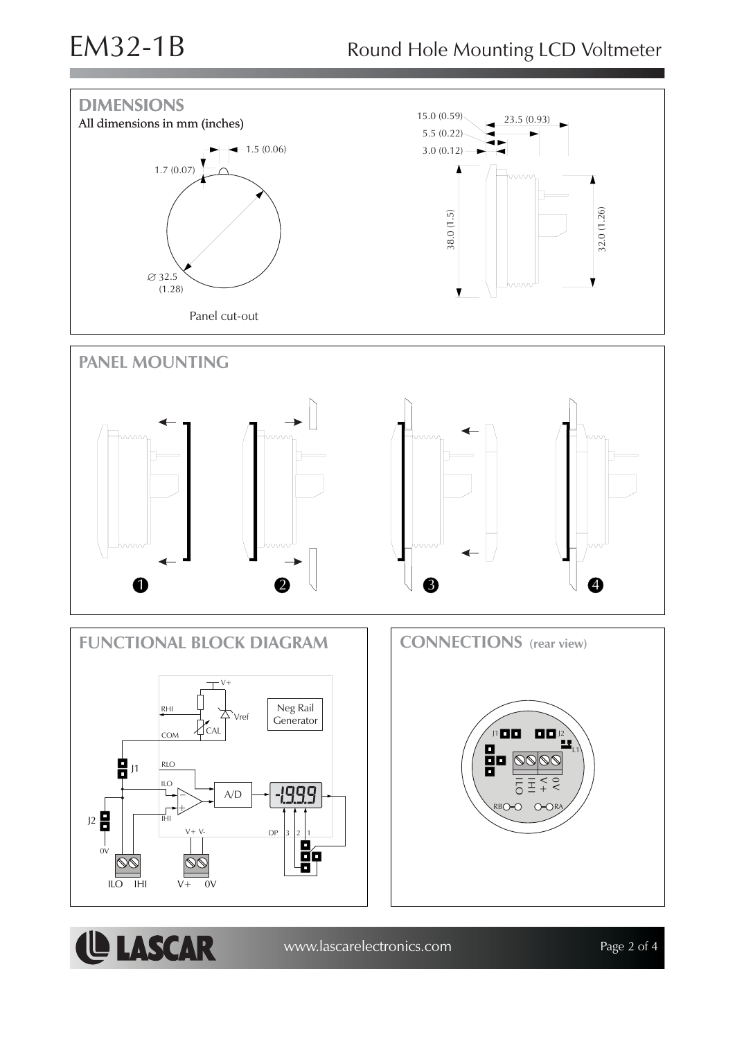# EM32-1B

Round Hole Mounting LCD Voltmeter

## DIMENSIONS

All dimensions in mm (inches)

1.5 (0.06)

1.7 (0.07)

∅ 32.5 (1.28)

Panel cut-out

15.0 (0.59)

23.5 (0.93)

5.5 (0.22)

3.0 (0.12)

38.0 (1.5)

32.0 (1.26)

## PANEL MOUNTING

1 2 3 4

## FUNCTIONAL BLOCK DIAGRAM

V+

RHI

Vref

Neg Rail Generator

CAL

COM

J1

RLO

ILO

A/D

-1999

IHI

J2

V+ V-

DP 3 2 1

0V

ILO IHI V+ 0V

## CONNECTIONS (rear view)

J1 J2

L1

ILO IHI V+ 0V

RB RA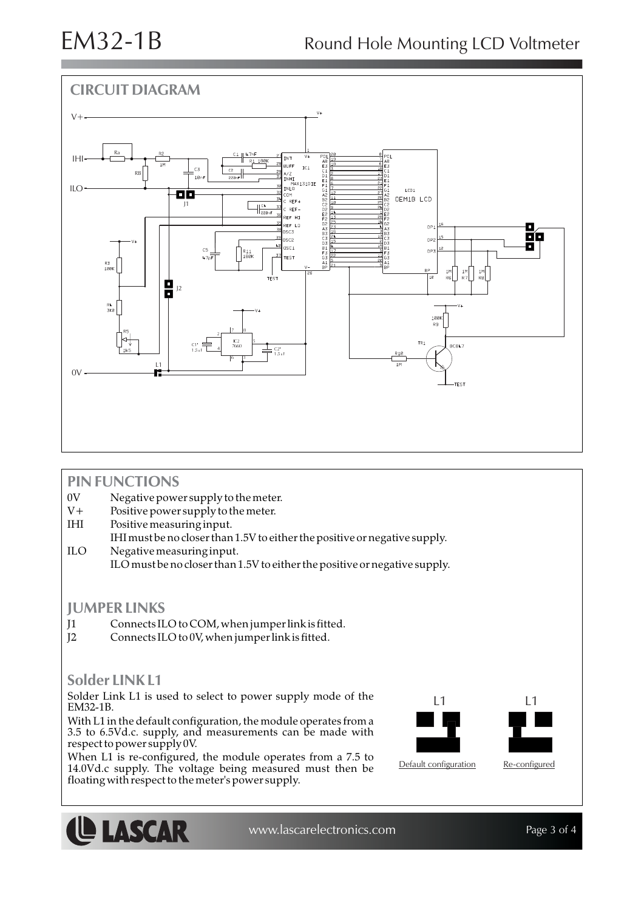# EM32-1B Round Hole Mounting LCD Voltmeter

## CIRCUIT DIAGRAM

## PIN FUNCTIONS

- 0V Negative power supply to the meter.
- V+ Positive power supply to the meter.
- IHI Positive measuring input.
  IHI must be no closer than 1.5V to either the positive or negative supply.
- ILO Negative measuring input.
  ILO must be no closer than 1.5V to either the positive or negative supply.

## JUMPER LINKS

- J1 Connects ILO to COM, when jumper link is fitted.
- J2 Connects ILO to 0V, when jumper link is fitted.

## Solder LINK L1

Solder Link L1 is used to select to power supply mode of the EM32-1B.

With L1 in the default configuration, the module operates from a 3.5 to 6.5Vd.c. supply, and measurements can be made with respect to power supply 0V.

When L1 is re-configured, the module operates from a 7.5 to 14.0Vd.c supply. The voltage being measured must then be floating with respect to the meter's power supply.

L1 Default configuration

L1 Re-configured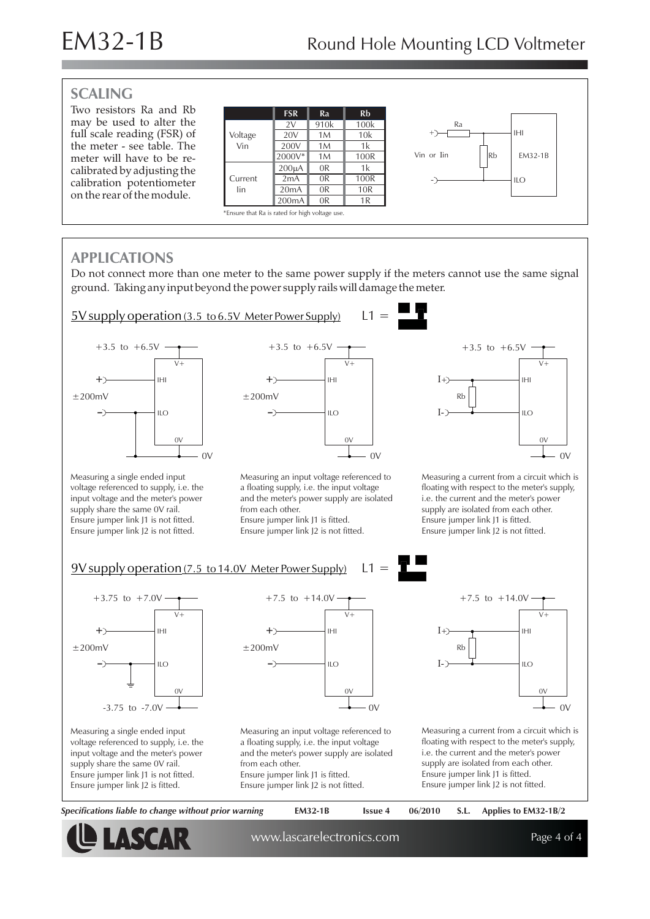## SCALING

Two resistors Ra and Rb may be used to alter the full scale reading (FSR) of the meter - see table. The meter will have to be re-calibrated by adjusting the calibration potentiometer on the rear of the module.

| | FSR | Ra | Rb |
|---|---|---|---|
| Voltage Vin | 2V | 910k | 100k |
| | 20V | 1M | 10k |
| | 200V | 1M | 1k |
| | 2000V* | 1M | 100R |
| Current Iin | 200µA | 0R | 1k |
| | 2mA | 0R | 100R |
| | 20mA | 0R | 10R |
| | 200mA | 0R | 1R |

*Ensure that Ra is rated for high voltage use.

Ra
+
Vin or Iin
Rb
-
IHI
EM32-1B
ILO

## APPLICATIONS

Do not connect more than one meter to the same power supply if the meters cannot use the same signal ground. Taking any input beyond the power supply rails will damage the meter.

### 5V supply operation (3.5 to 6.5V Meter Power Supply) L1 =

+3.5 to +6.5V
V+
+
IHI
±200mV
-
ILO
0V
0V

Measuring a single ended input voltage referenced to supply, i.e. the input voltage and the meter's power supply share the same 0V rail.
Ensure jumper link J1 is not fitted.
Ensure jumper link J2 is not fitted.

+3.5 to +6.5V
V+
+
IHI
±200mV
-
ILO
0V
0V

Measuring an input voltage referenced to a floating supply, i.e. the input voltage and the meter's power supply are isolated from each other.
Ensure jumper link J1 is fitted.
Ensure jumper link J2 is not fitted.

+3.5 to +6.5V
V+
I+
IHI
Rb
I-
ILO
0V
0V

Measuring a current from a circuit which is floating with respect to the meter's supply, i.e. the current and the meter's power supply are isolated from each other.
Ensure jumper link J1 is fitted.
Ensure jumper link J2 is not fitted.

### 9V supply operation (7.5 to 14.0V Meter Power Supply) L1 =

+3.75 to +7.0V
V+
+
IHI
±200mV
-
ILO
0V
-3.75 to -7.0V

Measuring a single ended input voltage referenced to supply, i.e. the input voltage and the meter's power supply share the same 0V rail.
Ensure jumper link J1 is not fitted.
Ensure jumper link J2 is fitted.

+7.5 to +14.0V
V+
+
IHI
±200mV
-
ILO
0V
0V

Measuring an input voltage referenced to a floating supply, i.e. the input voltage and the meter's power supply are isolated from each other.
Ensure jumper link J1 is fitted.
Ensure jumper link J2 is not fitted.

+7.5 to +14.0V
V+
I+
IHI
Rb
I-
ILO
0V
0V

Measuring a current from a circuit which is floating with respect to the meter's supply, i.e. the current and the meter's power supply are isolated from each other.
Ensure jumper link J1 is fitted.
Ensure jumper link J2 is not fitted.

*Specifications liable to change without prior warning* **EM32-1B Issue 4 06/2010 S.L. Applies to EM32-1B/2**